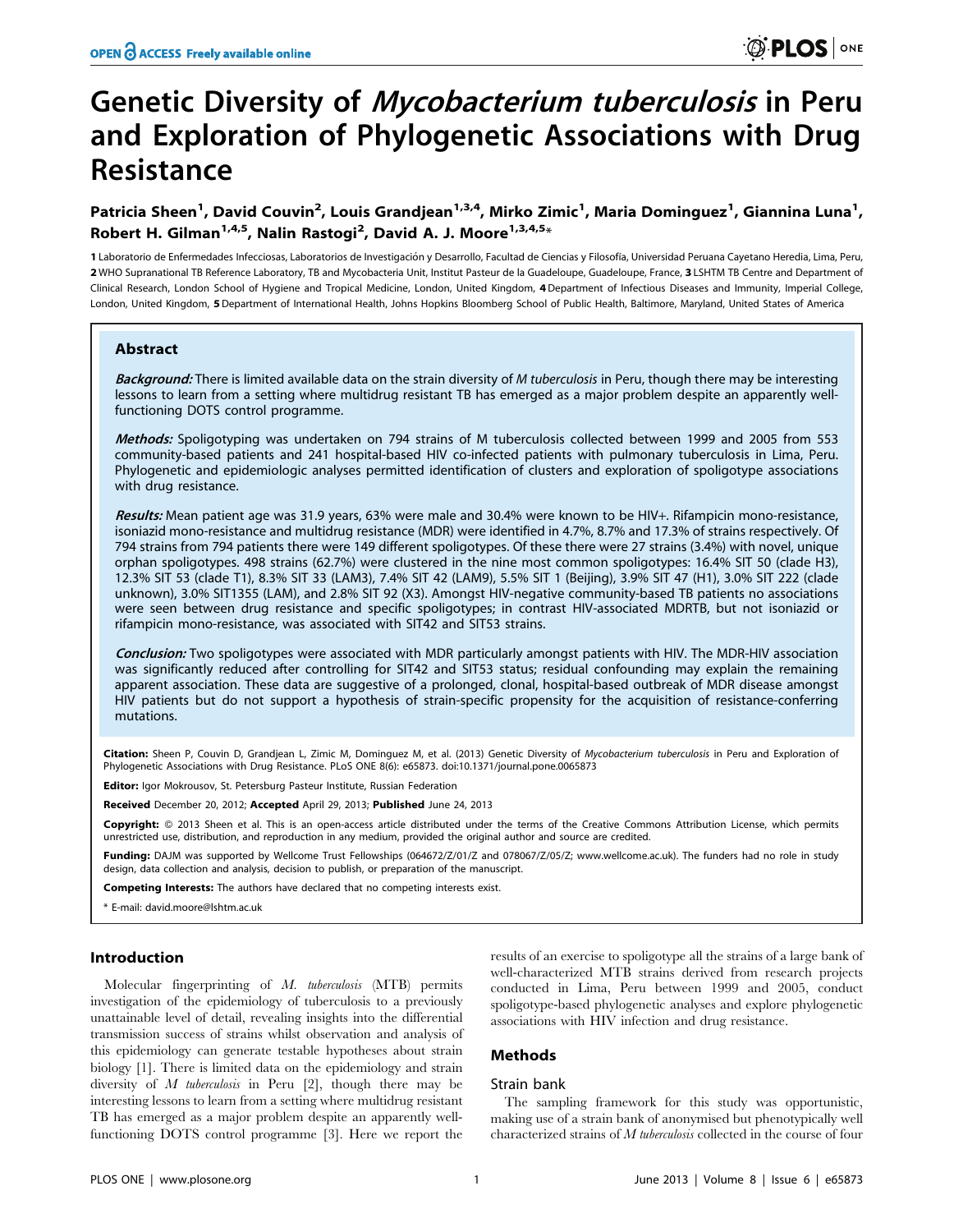# Genetic Diversity of *Mycobacterium tuberculosis* in Peru and Exploration of Phylogenetic Associations with Drug Resistance

**Patricia Sheen[1], David Couvin[2], Louis Grandjean[1,3,4], Mirko Zimic[1], Maria Dominguez[1], Giannina Luna[1], Robert H. Gilman[1,4,5], Nalin Rastogi[2], David A. J. Moore[1,3,4,5]***

1 Laboratorio de Enfermedades Infecciosas, Laboratorios de Investigación y Desarrollo, Facultad de Ciencias y Filosofía, Universidad Peruana Cayetano Heredia, Lima, Peru, 2 WHO Supranational TB Reference Laboratory, TB and Mycobacteria Unit, Institut Pasteur de la Guadeloupe, Guadeloupe, France, 3 LSHTM TB Centre and Department of Clinical Research, London School of Hygiene and Tropical Medicine, London, United Kingdom, 4 Department of Infectious Diseases and Immunity, Imperial College, London, United Kingdom, 5 Department of International Health, Johns Hopkins Bloomberg School of Public Health, Baltimore, Maryland, United States of America

## Abstract

***Background:*** There is limited available data on the strain diversity of *M tuberculosis* in Peru, though there may be interesting lessons to learn from a setting where multidrug resistant TB has emerged as a major problem despite an apparently well-functioning DOTS control programme.

***Methods:*** Spoligotyping was undertaken on 794 strains of M tuberculosis collected between 1999 and 2005 from 553 community-based patients and 241 hospital-based HIV co-infected patients with pulmonary tuberculosis in Lima, Peru. Phylogenetic and epidemiologic analyses permitted identification of clusters and exploration of spoligotype associations with drug resistance.

***Results:*** Mean patient age was 31.9 years, 63% were male and 30.4% were known to be HIV+. Rifampicin mono-resistance, isoniazid mono-resistance and multidrug resistance (MDR) were identified in 4.7%, 8.7% and 17.3% of strains respectively. Of 794 strains from 794 patients there were 149 different spoligotypes. Of these there were 27 strains (3.4%) with novel, unique orphan spoligotypes. 498 strains (62.7%) were clustered in the nine most common spoligotypes: 16.4% SIT 50 (clade H3), 12.3% SIT 53 (clade T1), 8.3% SIT 33 (LAM3), 7.4% SIT 42 (LAM9), 5.5% SIT 1 (Beijing), 3.9% SIT 47 (H1), 3.0% SIT 222 (clade unknown), 3.0% SIT1355 (LAM), and 2.8% SIT 92 (X3). Amongst HIV-negative community-based TB patients no associations were seen between drug resistance and specific spoligotypes; in contrast HIV-associated MDRTB, but not isoniazid or rifampicin mono-resistance, was associated with SIT42 and SIT53 strains.

***Conclusion:*** Two spoligotypes were associated with MDR particularly amongst patients with HIV. The MDR-HIV association was significantly reduced after controlling for SIT42 and SIT53 status; residual confounding may explain the remaining apparent association. These data are suggestive of a prolonged, clonal, hospital-based outbreak of MDR disease amongst HIV patients but do not support a hypothesis of strain-specific propensity for the acquisition of resistance-conferring mutations.

**Citation:** Sheen P, Couvin D, Grandjean L, Zimic M, Dominguez M, et al. (2013) Genetic Diversity of *Mycobacterium tuberculosis* in Peru and Exploration of Phylogenetic Associations with Drug Resistance. PLoS ONE 8(6): e65873. doi:10.1371/journal.pone.0065873

**Editor:** Igor Mokrousov, St. Petersburg Pasteur Institute, Russian Federation

**Received** December 20, 2012; **Accepted** April 29, 2013; **Published** June 24, 2013

**Copyright:** © 2013 Sheen et al. This is an open-access article distributed under the terms of the Creative Commons Attribution License, which permits unrestricted use, distribution, and reproduction in any medium, provided the original author and source are credited.

**Funding:** DAJM was supported by Wellcome Trust Fellowships (064672/Z/01/Z and 078067/Z/05/Z; www.wellcome.ac.uk). The funders had no role in study design, data collection and analysis, decision to publish, or preparation of the manuscript.

**Competing Interests:** The authors have declared that no competing interests exist.

* E-mail: david.moore@lshtm.ac.uk

## Introduction

Molecular fingerprinting of *M. tuberculosis* (MTB) permits investigation of the epidemiology of tuberculosis to a previously unattainable level of detail, revealing insights into the differential transmission success of strains whilst observation and analysis of this epidemiology can generate testable hypotheses about strain biology [1]. There is limited data on the epidemiology and strain diversity of *M tuberculosis* in Peru [2], though there may be interesting lessons to learn from a setting where multidrug resistant TB has emerged as a major problem despite an apparently well-functioning DOTS control programme [3]. Here we report the results of an exercise to spoligotype all the strains of a large bank of well-characterized MTB strains derived from research projects conducted in Lima, Peru between 1999 and 2005, conduct spoligotype-based phylogenetic analyses and explore phylogenetic associations with HIV infection and drug resistance.

## Methods

### Strain bank

The sampling framework for this study was opportunistic, making use of a strain bank of anonymised but phenotypically well characterized strains of *M tuberculosis* collected in the course of four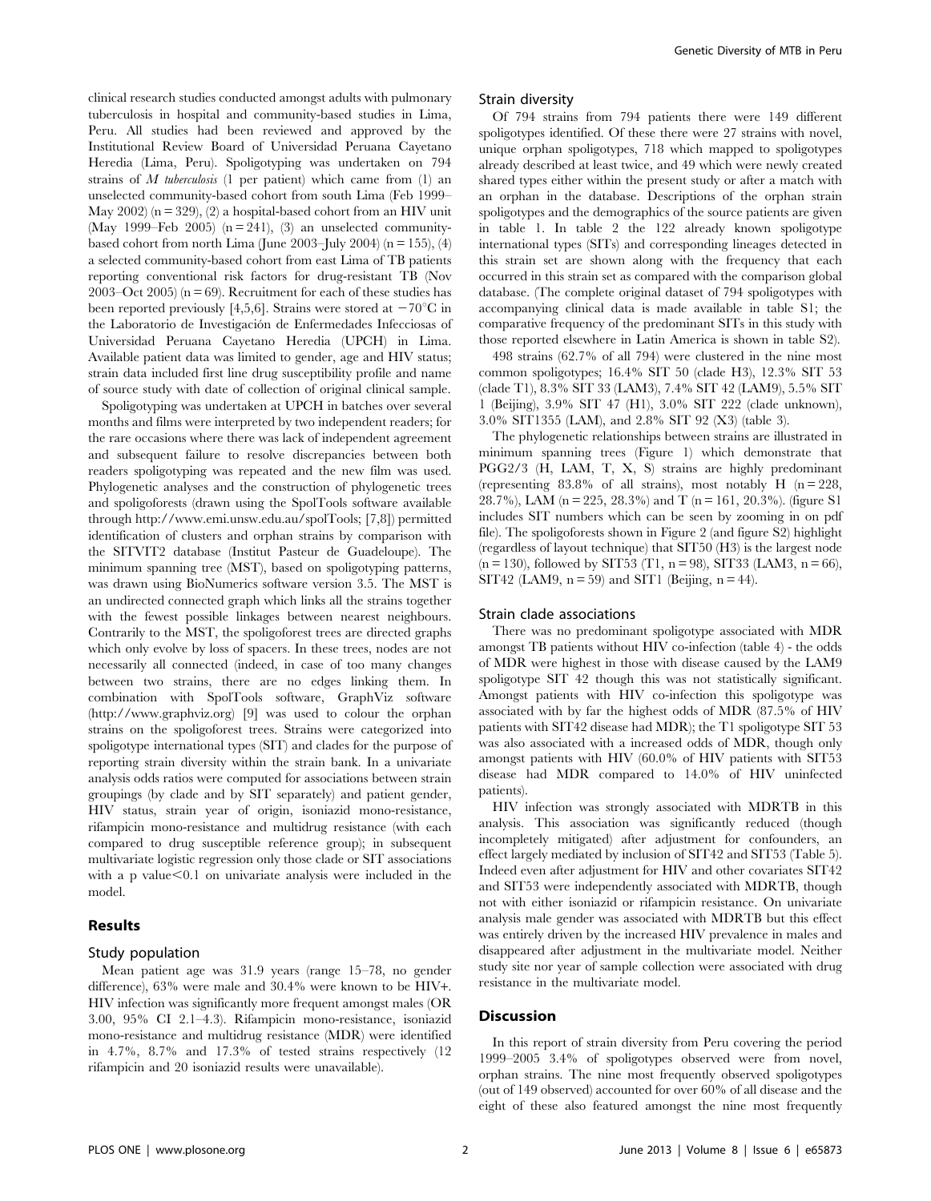clinical research studies conducted amongst adults with pulmonary tuberculosis in hospital and community-based studies in Lima, Peru. All studies had been reviewed and approved by the Institutional Review Board of Universidad Peruana Cayetano Heredia (Lima, Peru). Spoligotyping was undertaken on 794 strains of *M tuberculosis* (1 per patient) which came from (1) an unselected community-based cohort from south Lima (Feb 1999–May 2002) (n = 329), (2) a hospital-based cohort from an HIV unit (May 1999–Feb 2005) (n = 241), (3) an unselected community-based cohort from north Lima (June 2003–July 2004) (n = 155), (4) a selected community-based cohort from east Lima of TB patients reporting conventional risk factors for drug-resistant TB (Nov 2003–Oct 2005) (n = 69). Recruitment for each of these studies has been reported previously [4,5,6]. Strains were stored at −70°C in the Laboratorio de Investigación de Enfermedades Infecciosas of Universidad Peruana Cayetano Heredia (UPCH) in Lima. Available patient data was limited to gender, age and HIV status; strain data included first line drug susceptibility profile and name of source study with date of collection of original clinical sample.

Spoligotyping was undertaken at UPCH in batches over several months and films were interpreted by two independent readers; for the rare occasions where there was lack of independent agreement and subsequent failure to resolve discrepancies between both readers spoligotyping was repeated and the new film was used. Phylogenetic analyses and the construction of phylogenetic trees and spoligoforests (drawn using the SpolTools software available through http://www.emi.unsw.edu.au/spolTools; [7,8]) permitted identification of clusters and orphan strains by comparison with the SITVIT2 database (Institut Pasteur de Guadeloupe). The minimum spanning tree (MST), based on spoligotyping patterns, was drawn using BioNumerics software version 3.5. The MST is an undirected connected graph which links all the strains together with the fewest possible linkages between nearest neighbours. Contrarily to the MST, the spoligoforest trees are directed graphs which only evolve by loss of spacers. In these trees, nodes are not necessarily all connected (indeed, in case of too many changes between two strains, there are no edges linking them. In combination with SpolTools software, GraphViz software (http://www.graphviz.org) [9] was used to colour the orphan strains on the spoligoforest trees. Strains were categorized into spoligotype international types (SIT) and clades for the purpose of reporting strain diversity within the strain bank. In a univariate analysis odds ratios were computed for associations between strain groupings (by clade and by SIT separately) and patient gender, HIV status, strain year of origin, isoniazid mono-resistance, rifampicin mono-resistance and multidrug resistance (with each compared to drug susceptible reference group); in subsequent multivariate logistic regression only those clade or SIT associations with a p value $<0.1$ on univariate analysis were included in the model.

## Results

### Study population

Mean patient age was 31.9 years (range 15–78, no gender difference), 63% were male and 30.4% were known to be HIV+. HIV infection was significantly more frequent amongst males (OR 3.00, 95% CI 2.1–4.3). Rifampicin mono-resistance, isoniazid mono-resistance and multidrug resistance (MDR) were identified in 4.7%, 8.7% and 17.3% of tested strains respectively (12 rifampicin and 20 isoniazid results were unavailable).

### Strain diversity

Of 794 strains from 794 patients there were 149 different spoligotypes identified. Of these there were 27 strains with novel, unique orphan spoligotypes, 718 which mapped to spoligotypes already described at least twice, and 49 which were newly created shared types either within the present study or after a match with an orphan in the database. Descriptions of the orphan strain spoligotypes and the demographics of the source patients are given in table 1. In table 2 the 122 already known spoligotype international types (SITs) and corresponding lineages detected in this strain set are shown along with the frequency that each occurred in this strain set as compared with the comparison global database. (The complete original dataset of 794 spoligotypes with accompanying clinical data is made available in table S1; the comparative frequency of the predominant SITs in this study with those reported elsewhere in Latin America is shown in table S2).

498 strains (62.7% of all 794) were clustered in the nine most common spoligotypes; 16.4% SIT 50 (clade H3), 12.3% SIT 53 (clade T1), 8.3% SIT 33 (LAM3), 7.4% SIT 42 (LAM9), 5.5% SIT 1 (Beijing), 3.9% SIT 47 (H1), 3.0% SIT 222 (clade unknown), 3.0% SIT1355 (LAM), and 2.8% SIT 92 (X3) (table 3).

The phylogenetic relationships between strains are illustrated in minimum spanning trees (Figure 1) which demonstrate that PGG2/3 (H, LAM, T, X, S) strains are highly predominant (representing 83.8% of all strains), most notably H (n = 228, 28.7%), LAM (n = 225, 28.3%) and T (n = 161, 20.3%). (figure S1 includes SIT numbers which can be seen by zooming in on pdf file). The spoligoforests shown in Figure 2 (and figure S2) highlight (regardless of layout technique) that SIT50 (H3) is the largest node (n = 130), followed by SIT53 (T1, n = 98), SIT33 (LAM3, n = 66), SIT42 (LAM9, n = 59) and SIT1 (Beijing, n = 44).

### Strain clade associations

There was no predominant spoligotype associated with MDR amongst TB patients without HIV co-infection (table 4) - the odds of MDR were highest in those with disease caused by the LAM9 spoligotype SIT 42 though this was not statistically significant. Amongst patients with HIV co-infection this spoligotype was associated with by far the highest odds of MDR (87.5% of HIV patients with SIT42 disease had MDR); the T1 spoligotype SIT 53 was also associated with a increased odds of MDR, though only amongst patients with HIV (60.0% of HIV patients with SIT53 disease had MDR compared to 14.0% of HIV uninfected patients).

HIV infection was strongly associated with MDRTB in this analysis. This association was significantly reduced (though incompletely mitigated) after adjustment for confounders, an effect largely mediated by inclusion of SIT42 and SIT53 (Table 5). Indeed even after adjustment for HIV and other covariates SIT42 and SIT53 were independently associated with MDRTB, though not with either isoniazid or rifampicin resistance. On univariate analysis male gender was associated with MDRTB but this effect was entirely driven by the increased HIV prevalence in males and disappeared after adjustment in the multivariate model. Neither study site nor year of sample collection were associated with drug resistance in the multivariate model.

## Discussion

In this report of strain diversity from Peru covering the period 1999–2005 3.4% of spoligotypes observed were from novel, orphan strains. The nine most frequently observed spoligotypes (out of 149 observed) accounted for over 60% of all disease and the eight of these also featured amongst the nine most frequently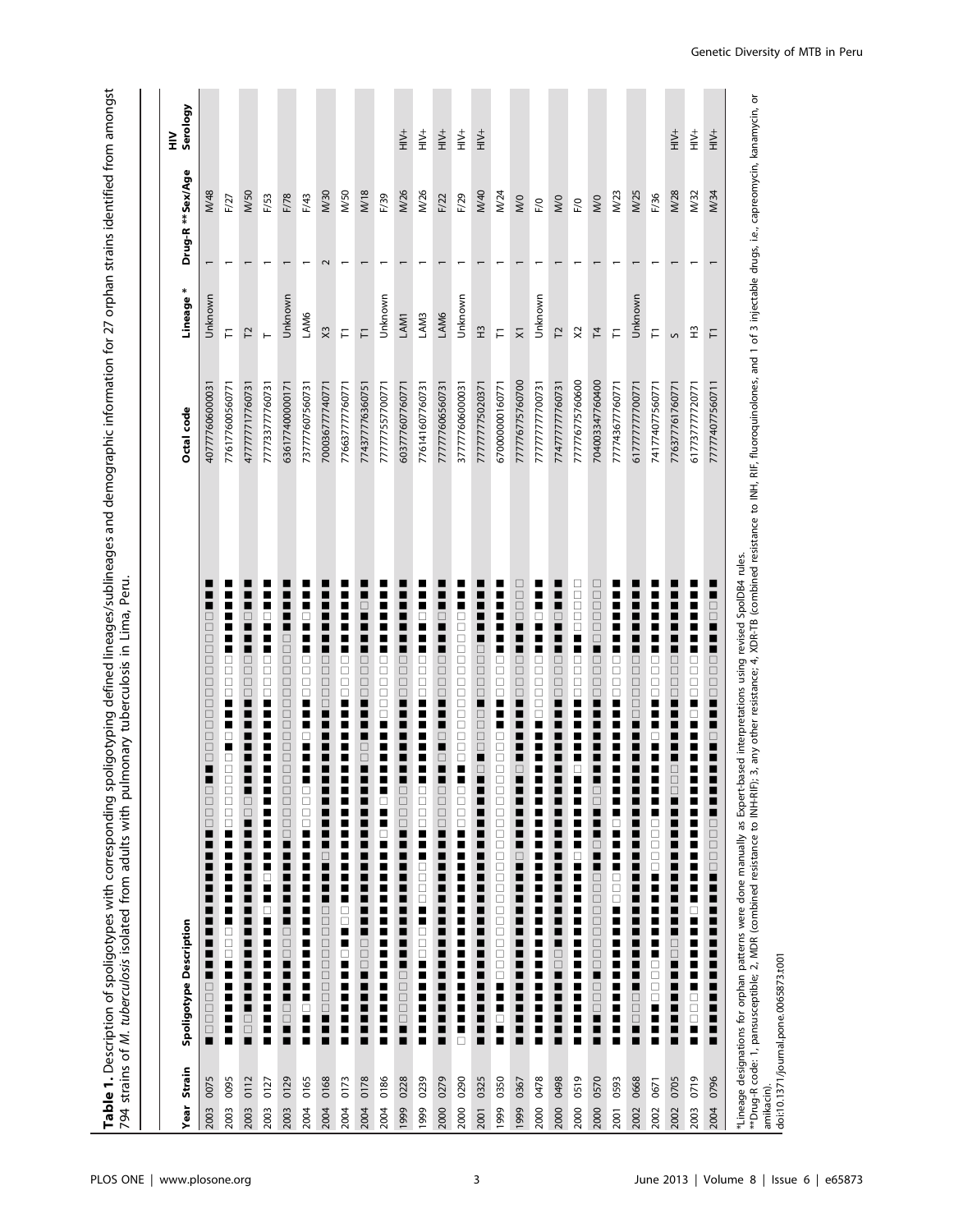**Table 1.** Description of spoligotypes with corresponding spoligotyping defined lineages/sublineages and demographic information for 27 orphan strains identified from amongst 794 strains of *M. tuberculosis* isolated from adults with pulmonary tuberculosis in Lima, Peru.

| Year | Strain | Spoligotype Description | Octal code | Lineage * | Drug-R ** | Sex/Age | HIV Serology |
|---|---|---|---|---|---|---|---|
| 2003 | 0075 | ■□□□□□■■■■■■■■■■■□□□□■■□□□□□□□□□□□□□□□□□■■■ | 407776060000031 | Unknown | 1 | M/48 | |
| 2003 | 0095 | ■■■■■■■■□□□■■■■■■■■■□□□□□□□■□■■■□□□□■■■■■■■ | 776177600560771 | T1 | 1 | F/27 | |
| 2003 | 0112 | ■□□■■■■■■■■■■■■■■■■■■□□■■■■■■■■■□□□□■■■□■■■ | 477777717760731 | T2 | 1 | M/50 | |
| 2003 | 0127 | ■■■■■■■■■□■■□■■■■■■■■■■■■■■■■■■■□□□□■■■□■■■ | 777337777760731 | T | 1 | F/53 | |
| 2003 | 0129 | ■■□□■■■■□□□■■■■■■■■□□□□□□□□□□□□□□□□□□□■■■■■ | 636177400000171 | Unknown | 1 | F/78 | |
| 2004 | 0165 | ■■■□■■■■■■■■■■■■■■■■□□□□■■■■□■■■□□□□■■■□■■■ | 737777607560731 | LAM6 | 1 | F/43 | |
| 2004 | 0168 | ■■■□□□□□□□□□□■■■■□■■■■■■■■■■■■■□□□□□■■■■■■■ | 700036777740771 | X3 | 2 | M/30 | |
| 2004 | 0173 | ■■■■■■■■□■■□□■■■■■■■■■■■■■■■■■■■□□□□■■■■■■■ | 776637777760771 | T1 | 1 | M/50 | |
| 2004 | 0178 | ■■■■■■■□□□■■■■■■■■■■■■■■■■□□■■■■□□□□■■■■□■■ | 774377776360751 | T1 | 1 | M/18 | |
| 2004 | 0186 | ■■■■■■■■■■■■■■■■■■■□■■□■■■■■■■□□□□□□■■■■■■■ | 777777557700771 | Unknown | 1 | F/39 | |
| 1999 | 0228 | ■■□□□□□■■■■■■■■■■■■■■□□□□■■■■■■■■□□□□■■■■■■■ | 603777607760771 | LAM1 | 1 | M/26 | HIV+ |
| 1999 | 0239 | ■■■■■■■■□□□■■□□□□■■■□□□□■■■■■■■■□□□□■■■□■■■ | 776141607760731 | LAM3 | 1 | M/26 | HIV+ |
| 2000 | 0279 | ■■■■■■■■■■■■■■■■■■■■□□□□■■□■□■■■□□□□■■■□■■■ | 777777606560731 | LAM6 | 1 | F/22 | HIV+ |
| 2000 | 0290 | □■■■■■■■■■■■■■■■■■■■□□□□■■□□□□□□□□□□□□□□■■■ | 377777606000031 | Unknown | 1 | F/29 | HIV+ |
| 2001 | 0325 | ■■■■■■■■■■■■■■■■■■■■■■■■■□■□□□□■□□□□□■■■■■■ | 777777775020371 | H3 | 1 | M/40 | HIV+ |
| 1999 | 0350 | ■■□■■■□□□□□□□□□□□□□□□□□□□□□□■■■□□□□■■■■■■■ | 670000000160771 | T1 | 1 | M/24 | |
| 1999 | 0367 | ■■■■■■■■■■■■■■■■■□■■■■■■■□■■■■■■□□□□■■■□□□□ | 777776775760700 | X1 | 1 | M/0 | |
| 2000 | 0478 | ■■■■■■■■■■■■■■■■■■■■■■■■■■■■■■□□□□□□■■■□■■■ | 777777777700731 | Unknown | 1 | F/0 | |
| 2000 | 0498 | ■■■■■■■□□■■■■■■■■■■■■■■■■■■■■■■■□□□□■■■□■■■ | 774777777760731 | T2 | 1 | M/0 | |
| 2000 | 0519 | ■■■■■■■■■■■■■■■■■□■■■■□■■■■■■■■■■□□□□■■□□□□□ | 777776757760600 | X2 | 1 | F/0 | |
| 2000 | 0570 | ■■■□□□■□□□□□□□□□■■□■■■□□■■■■■■■■□□□□■□□□□□□ | 704003347760400 | T4 | 1 | M/0 | |
| 2001 | 0593 | ■■■■■■■■■■■■■□□□■■■■□■■■■■■■■■■■□□□□■■■■■■■ | 777743677760771 | T1 | 1 | M/23 | |
| 2002 | 0668 | ■■□□□■■■■■■■■■■■■■■■■■■■■■■■■□□□□□□■■■■■■■ | 617777777700771 | Unknown | 1 | M/25 | |
| 2002 | 0671 | ■■■■□□□□■■■■■■■■□□□□□■■■■■■■□■■■□□□□■■■■■■■ | 741774077560771 | T1 | 1 | F/36 | |
| 2002 | 0705 | ■■■■■■■■□□■■■■■■■■■■■■■□□□■■■■■■□□□□■■■■■■■ | 776377761760771 | S | 1 | M/28 | HIV+ |
| 2003 | 0719 | ■■□□□■■■■■■■□■■■■■■■■■■■■■■■■■■■□■□□□□■■■■■■■ | 617737777720771 | H3 | 1 | M/32 | HIV+ |
| 2004 | 0796 | ■■■■■■■■■■■■■■■■□□□□□■■■■■■■□■■■□□□□■■■□□■■ | 777774077560711 | T1 | 1 | M/34 | HIV+ |

*Lineage designations for orphan patterns were done manually as Expert-based interpretations using revised SpolDB4 rules.

**Drug-R code: 1, pansusceptible; 2, MDR (combined resistance to INH-RIF); 3, any other resistance; 4, XDR-TB (combined resistance to INH, RIF, fluoroquinolones, and 1 of 3 injectable drugs, i.e., capreomycin, kanamycin, or amikacin).

doi:10.1371/journal.pone.0065873.t001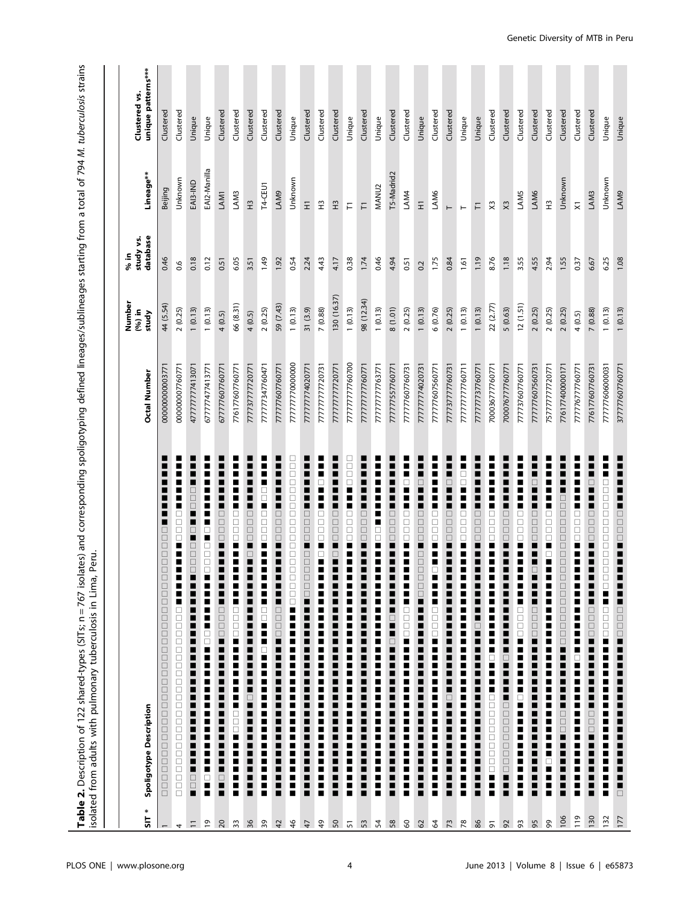**Table 2.** Description of 122 shared-types (SITs; n = 767 isolates) and corresponding spoligotyping defined lineages/sublineages starting from a total of 794 *M. tuberculosis* strains isolated from adults with pulmonary tuberculosis in Lima, Peru.

| SIT * | Spoligotype Description | Octal Number | Number (%) in study | % in study vs. database | Lineage** | Clustered vs. unique patterns*** |
|---|---|---|---|---|---|---|
| 1 | □□□□□□□□□□□□□□□□□□□□□□□□□□□□□□□□□□■■■■■■■■■ | 000000000003771 | 44 (5.54) | 0.46 | Beijing | Clustered |
| 4 | □□□□□□□□□□□□□□□□□□□□□□□□■■■■■■■■□□□□■■■■■■■ | 000000007760771 | 2 (0.25) | 0.6 | Unknown | Clustered |
| 11 | ■□□■■■■■■■■■■■■■■■■■■■■■■■■■□□□□■□■■□□□■■■■ | 477777777413071 | 1 (0.13) | 0.18 | EAI3-IND | Unique |
| 19 | ■■□■■■■■■■■■■■■■■■□□■■■■■■■□□□□■□■■■■■■■■■ | 677777477413771 | 1 (0.13) | 0.12 | EAI2-Manilla | Unique |
| 20 | ■■□■■■■■■■■■■■■■■■■■□□□□■■■■■■■■□□□□■■■■■■■ | 677777607760771 | 4 (0.5) | 0.51 | LAM1 | Clustered |
| 33 | ■■■■■■■■□□□■■■■■■■■■□□□□■■■■■■■■□□□□■■■■■■■ | 776177607760771 | 66 (8.31) | 6.05 | LAM3 | Clustered |
| 36 | ■■■■■■■■■■■■□■■■■■■■■■■■■■■■■■□■□□□□■■■■■■■ | 777737777720771 | 4 (0.5) | 3.51 | H3 | Clustered |
| 39 | ■■■■■■■■■■■■■■■■■■□■■■□□■■■■■■■■□□□□■□□■■■■ | 777777347760471 | 2 (0.25) | 1.49 | T4-CEU1 | Clustered |
| 42 | ■■■■■■■■■■■■■■■■■■■■□□□□■■■■■■■■□□□□■■■■■■■ | 777777607760771 | 59 (7.43) | 1.92 | LAM9 | Clustered |
| 46 | ■■■■■■■■■■■■■■■■■■■■■■■■□□□□□□□□□□□□□□□□□□□ | 777777770000000 | 1 (0.13) | 0.54 | Unknown | Unique |
| 47 | ■■■■■■■■■■■■■■■■■■■■■■■■■□□□□□□■□□□□■■■■■■■ | 777777774020771 | 31 (3.9) | 2.24 | H1 | Clustered |
| 49 | ■■■■■■■■■■■■■■■■■■■■■■■■■■■■■■□■□□□□■■■□■■■ | 777777777720731 | 7 (0.88) | 4.43 | H3 | Clustered |
| 50 | ■■■■■■■■■■■■■■■■■■■■■■■■■■■■■■□■□□□□■■■■■■■ | 777777777720771 | 130 (16.37) | 4.17 | H3 | Clustered |
| 51 | ■■■■■■■■■■■■■■■■■■■■■■■■■■■■■■■■□□□□■■■□□□□ | 777777777760700 | 1 (0.13) | 0.38 | T1 | Unique |
| 53 | ■■■■■■■■■■■■■■■■■■■■■■■■■■■■■■■■□□□□■■■■■■■ | 777777777760771 | 98 (12.34) | 1.74 | T1 | Clustered |
| 54 | ■■■■■■■■■■■■■■■■■■■■■■■■■■■■■■■■□□■■■■■■■■■ | 777777777763771 | 1 (0.13) | 0.46 | MANU2 | Unique |
| 58 | ■■■■■■■■■■■■■■■■■■■□■■□■■■■■■■■■■□□□□■■■■■■■ | 777777557760771 | 8 (1.01) | 4.94 | T5-Madrid2 | Clustered |
| 60 | ■■■■■■■■■■■■■■■■■■■■□□□□■■■■■■■■□□□□■■■□■■■ | 777777607760731 | 2 (0.25) | 0.51 | LAM4 | Clustered |
| 62 | ■■■■■■■■■■■■■■■■■■■■■■■■■□□□□□□■□□□□■■■□■■■ | 777777774020731 | 1 (0.13) | 0.2 | H1 | Unique |
| 64 | ■■■■■■■■■■■■■■■■■■■■□□□□■■■■□■■■□□□□■■■■■■■ | 777777607560771 | 6 (0.76) | 1.75 | LAM6 | Clustered |
| 73 | ■■■■■■■■■■■■□■■■■■■■■■■■■■■■■■■■□□□□■■■□■■■ | 777737777760731 | 2 (0.25) | 0.84 | T | Clustered |
| 78 | ■■■■■■■■■■■■■■■■■■■■■■■■■■■■■■■■□□□□■■■□□■■ | 777777777760711 | 1 (0.13) | 1.61 | T | Unique |
| 86 | ■■■■■■■■■■■■■■■■■■■■■□■■■■■■■■■■■□□□□■■■■■■■ | 777777737760771 | 1 (0.13) | 1.19 | T1 | Unique |
| 91 | ■■■□□□□□□□□□□■■■■□■■■■■■■■■■■■■■□□□□■■■■■■■ | 700036777760771 | 22 (2.77) | 8.76 | X3 | Clustered |
| 92 | ■■■□□□□□□□□□■■■■■□■■■■■■■■■■■■■■□□□□■■■■■■■ | 700076777760771 | 5 (0.63) | 1.18 | X3 | Clustered |
| 93 | ■■■■■■■■■■■■□■■■■■■■□□□□■■■■■■■■□□□□■■■■■■■ | 777737607760771 | 12 (1.51) | 3.55 | LAM5 | Clustered |
| 95 | ■■■■■■■■■■■■■■■■■■■■□□□□■■■■□■■■□□□□■■■□■■■ | 777777607560731 | 2 (0.25) | 4.55 | LAM6 | Clustered |
| 99 | ■■■■□■■■■■■■■■■■■■■■■■■■■■■■■■□■□□□□■■■■■■■ | 757777777720771 | 2 (0.25) | 2.94 | H3 | Clustered |
| 106 | ■■■■■■■■□□□■■■■■■■■□□□□□□□□□□□□□□□□□□□■■■■■ | 776177400000171 | 2 (0.25) | 1.55 | Unknown | Clustered |
| 119 | ■■■■■■■■■■■■■■■■■□■■■■■■■■■■■■■■□□□□■■■■■■■ | 777776777760771 | 4 (0.5) | 0.37 | X1 | Clustered |
| 130 | ■■■■■■■■□□□■■■■■■■■■□□□□■■■■■■■■□□□□■■■□■■■ | 776177607760731 | 7 (0.88) | 6.67 | LAM3 | Clustered |
| 132 | ■■■■■■■■■■■■■■■■■■■■□□□□■■□□□□□□□□□□□□□□■■■ | 777777606000031 | 1 (0.13) | 6.25 | Unknown | Unique |
| 177 | □■■■■■■■■■■■■■■■■■■■□□□□■■■■■■■■□□□□■■■■■■■ | 377777607760771 | 1 (0.13) | 1.08 | LAM9 | Unique |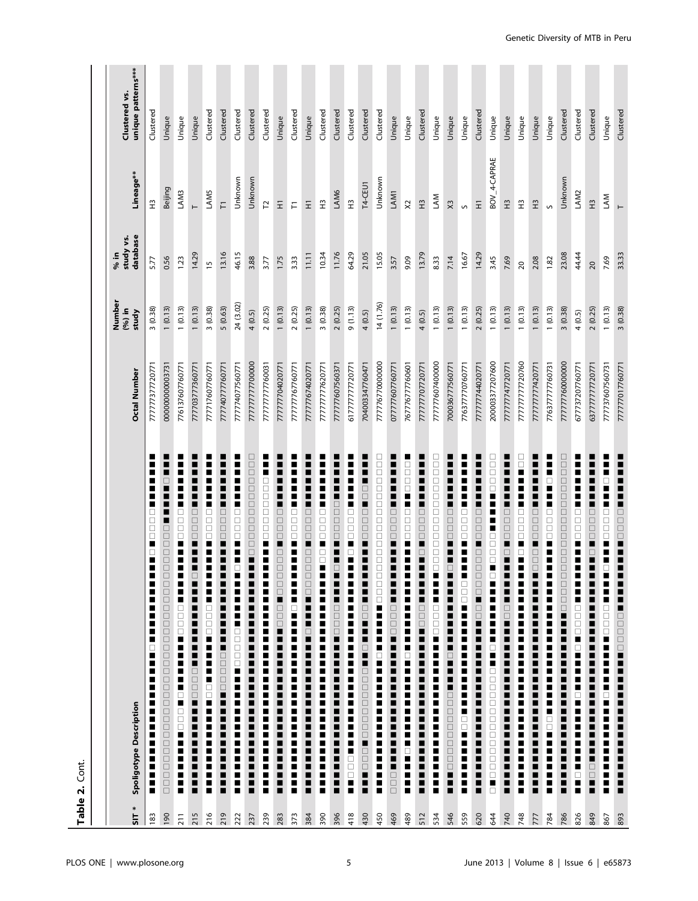**Table 2.** Cont.

| SIT * | Spoligotype Description | Octal Number | Number (%) in study | % in study vs. database | Lineage** | Clustered vs. unique patterns*** |
|---|---|---|---|---|---|---|
| 183 | ■■■■■■■■■■■■■■■■■■□■■■■■■■■■■■□■□□□□■■■■■■■ | 777777377720771 | 3 (0.38) | 5.77 | H3 | Clustered |
| 190 | □□□□□□□□□□□□□□□□□□□□□□□□□□□□□□□□□□■■■■■□■■■ | 000000000003731 | 1 (0.13) | 0.56 | Beijing | Unique |
| 211 | ■■■■■■■■□□□■□■■■■■■■□□□□■■■■■■■■□□□□■■■■■■■ | 776137607760771 | 1 (0.13) | 1.23 | LAM3 | Unique |
| 215 | ■■■■■■■■■■■■□□□□■■■■■■■■■■□■■■■■□□□□■■■■■■■ | 777703777360771 | 1 (0.13) | 14.29 | T | Unique |
| 216 | ■■■■■■■■■□□■■■■■■□□□□■■■■■■■■■■■□□□□■■■■■■■ | 777176077760771 | 3 (0.38) | 15 | LAM5 | Clustered |
| 219 | ■■■■■■■■■■■■■□□□□□■■■■■■■■■■■■■■□□□□■■■■■■■ | 777740777760771 | 5 (0.63) | 13.16 | T1 | Clustered |
| 222 | ■■■■■■■■■■■■■■■■□□□□□■■■■■■■□■■■□□□□■■■■■■■ | 777774077560771 | 24 (3.02) | 46.15 | Unknown | Clustered |
| 237 | ■■■■■■■■■■■■■■■■■■■■■■■■■■■■■■□□□□□□□□□□□□□ | 777777777700000 | 4 (0.5) | 3.88 | Unknown | Clustered |
| 239 | ■■■■■■■■■■■■■■■■■■■■■■■■■■■■■■■■□□□□□□□□■■■ | 777777777760031 | 2 (0.25) | 3.77 | T2 | Clustered |
| 283 | ■■■■■■■■■■■■■■■■■■■■■□□□■□□□□□□□■□□□□■■■■■■■ | 777777704020771 | 1 (0.13) | 1.75 | H1 | Unique |
| 373 | ■■■■■■■■■■■■■■■■■■■■■■■□■■■■■■■■□□□□■■■■■■■ | 777777767760771 | 2 (0.25) | 3.33 | T1 | Clustered |
| 384 | ■■■■■■■■■■■■■■■■■■■□■■■■□□□□□□□■□□□□□■■■■■■■ | 777777674020771 | 1 (0.13) | 11.11 | H1 | Unique |
| 390 | ■■■■■■■■■■■■■■■■■■■■■■■■■■■■□□■□□□□□■■■■■■■ | 777777777620771 | 3 (0.38) | 10.34 | H3 | Clustered |
| 396 | ■■■■■■■■■■■■■■■■■■■■□□□□■■■■□■■■□□□□□■■■■■■ | 777777607560371 | 2 (0.25) | 11.76 | LAM6 | Clustered |
| 418 | ■■□□□■■■■■■■■■■■■■■■■■■■■■■■■■□■□□□□■■■■■■■ | 617777777720771 | 9 (1.13) | 64.29 | H3 | Clustered |
| 430 | ■■■□□□■□□□□□□□□□□■■□■■■□□■■■■■■■■■□□□□■□□■■■■ | 704003347760471 | 4 (0.5) | 21.05 | T4-CEU1 | Clustered |
| 450 | ■■■■■■■■■■■■■■■■■□■■■■■■□□□□□□□□□□□□□□□□□□□ | 777776770000000 | 14 (1.76) | 15.05 | Unknown | Clustered |
| 469 | □□□■■■■■■■■■■■■■■■■□□□□■■■■■■■■□□□□■■■■■■■ | 077777607760771 | 1 (0.13) | 3.57 | LAM1 | Unique |
| 489 | ■■■■■□■■■■■■■■□■■■■■■■■■■■■■■■■■□□□□■■□□□□■ | 767767777760601 | 1 (0.13) | 9.09 | X2 | Unique |
| 512 | ■■■■■■■■■■■■■■■■■■■■■□□□■■■■■■□■□□□□■■■■■■■ | 777777707720771 | 4 (0.5) | 13.79 | H3 | Clustered |
| 534 | ■■■■■■■■■■■■■■■■■■■■□□□□■■■■□□□□□□□□□□□□□□□ | 777777607400000 | 1 (0.13) | 8.33 | LAM | Unique |
| 546 | ■■■□□□□□□□□□□■■■■□■■■■■■■■■■■□■■■□□□□■■■■■■■ | 700036777560771 | 1 (0.13) | 7.14 | X3 | Unique |
| 559 | ■■■■■■■■□□■■■■■■■■■■■□□□■■■□□□■■■■■□□□□■■■■ | 776377707076071 | 1 (0.13) | 16.67 | S | Unique |
| 620 | ■■■■■■■■■■■■■■■■■■■■■■□□■□□□□□□□■□□□□■■■■■■■ | 777777744020771 | 2 (0.25) | 14.29 | H1 | Clustered |
| 644 | □■□□□□□□□□□□□□□□■■□■■■■■□■□□□□■■■■■□□□□□□□□ | 200003372076000 | 1 (0.13) | 3.45 | BOV_4-CAPRAE | Unique |
| 740 | ■■■■■■■■■■■■■■■■■■■■■■□□■■■■■■□■□□□□■■■■■■■ | 777777747720771 | 1 (0.13) | 7.69 | H3 | Unique |
| 748 | ■■■■■■■■■■■■■■■■■■■■■■■■■■■■■■□■□□□□■■■■■□□ | 777777777720760 | 1 (0.13) | 20 | H3 | Unique |
| 777 | ■■■■■■■■■■■■■■■■■■■■■■■■■■■■□□□■□□□□■■■■■■■ | 777777777420771 | 1 (0.13) | 2.08 | H3 | Unique |
| 784 | ■■■■■■■■□□■■■■■■■■■■■■■■■■■■■■■■□□□□■■■□■■■ | 776377777760731 | 1 (0.13) | 1.82 | S | Unique |
| 786 | ■■■■■■■■■■■■■■■■■■■■■■■□□□□□□□□□□□□□□□□□□□□ | 777777760000000 | 3 (0.38) | 23.08 | Unknown | Clustered |
| 826 | ■■□■■■■■■■■■□■■■■■□■□□□□■■■■■■■■□□□□■■■■■■■ | 677737207760771 | 4 (0.5) | 44.44 | LAM2 | Clustered |
| 849 | ■■□□■■■■■■■■■■■■■■■■■■■■■■■■■■□■□□□□■■■■■■■ | 637777777720771 | 2 (0.25) | 20 | H3 | Clustered |
| 867 | ■■■■■■■■■■■■□■■■■■■■□□□□■■■■□■■■□□□□■■■□■■■ | 777737607560731 | 1 (0.13) | 7.69 | LAM | Unique |
| 893 | ■■■■■■■■■■■■■■■■■■■■■□□□□□■■■■■■□□□□■■■■■■■ | 777777701760771 | 3 (0.38) | 33.33 | T | Clustered |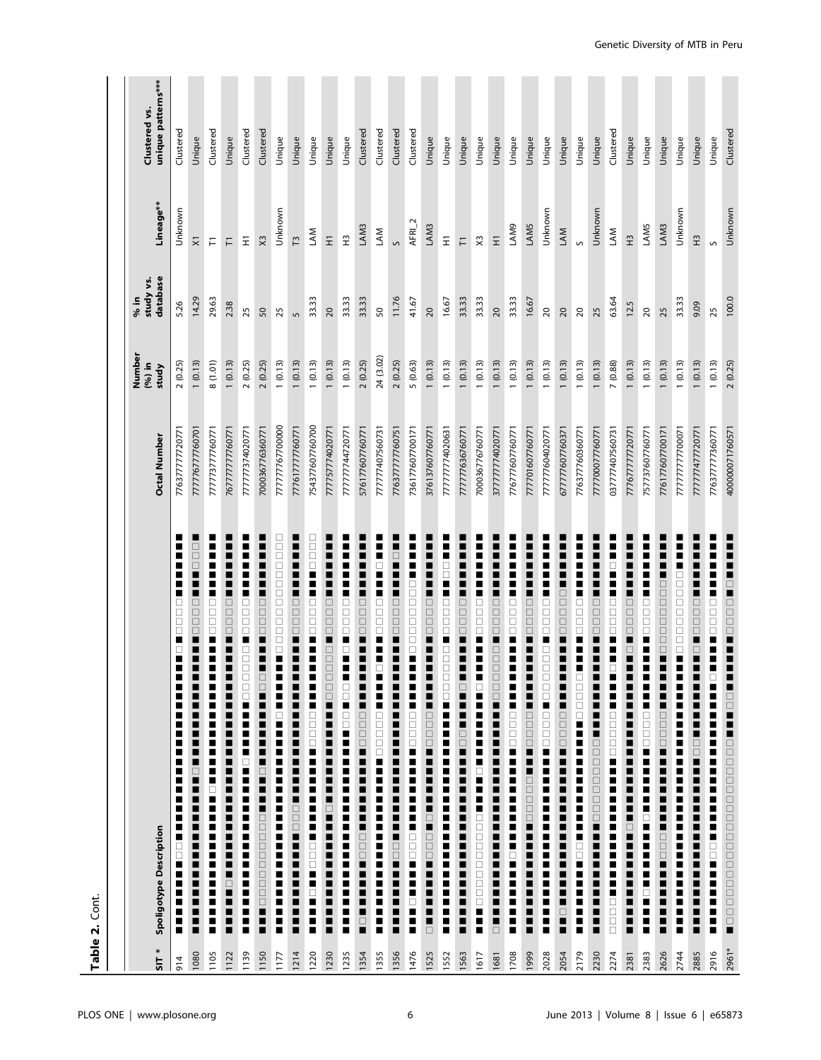**Table 2.** Cont.

| SIT * | Spoligotype Description | Octal Number | Number (%) in study | % in study vs. database | Lineage** | Clustered vs. unique patterns*** |
|---|---|---|---|---|---|---|
| 914 | ■■■■■■■■□□■■■■■■■■■■■■■■■■■■■■□■□□□□■■■■■■■ | 776377777720771 | 2 (0.25) | 5.26 | Unknown | Clustered |
| 1080 | ■■■■■■■■■■■■■■■■■■■■□■■■■■■■■■■□□□□■■■□□□■ | 777777677760701 | 1 (0.13) | 14.29 | X1 | Unique |
| 1105 | ■■■■■■■■■■■■□■■■■■■■■■■■■■■■■■■□□□□■■■■■■■ | 777737777760771 | 8 (1.01) | 29.63 | T1 | Clustered |
| 1122 | ■■■■■□■■■■■■■■■■■■■■■■■■■■■■■■■□□□□■■■■■■■ | 767777777760771 | 1 (0.13) | 2.38 | T1 | Unique |
| 1139 | ■■■■■■■■■■■■■■■■■■■■■□■■■■■■□□□■□□□□□■■■■■■■ | 777777737420771 | 2 (0.25) | 25 | H1 | Clustered |
| 1150 | ■■■□□□□□□□□□□■■■■□■■■■■■■■□□■■■■□□□□■■■■■■■ | 700036776360771 | 2 (0.25) | 50 | X3 | Clustered |
| 1177 | ■■■■■■■■■■■■■■■■■■■■■■■■□■■■■■■□□□□□□□□□□□□□ | 777777767700000 | 1 (0.13) | 25 | Unknown | Unique |
| 1214 | ■■■■■■■■□□□■■■■■■■■■■■■■■■■■■■■□□□□■■■■■■■ | 776177777760771 | 1 (0.13) | 5 | T3 | Unique |
| 1220 | ■■■■□■■□□□■■■■■■■■■■□□□□■■■■■■■■□□□□■■■□□□□ | 754377607760700 | 1 (0.13) | 33.33 | LAM | Unique |
| 1230 | ■■■■■■■■■■■■■□■■■■■■■■■■■□□□□□□□■□□□□□■■■■■■■ | 777757774020771 | 1 (0.13) | 20 | H1 | Unique |
| 1235 | ■■■■■■■■■■■■■■■■■■■■■■■■□□■□□■■■□■□□□□■■■■■■■ | 777777744720771 | 1 (0.13) | 33.33 | H3 | Unique |
| 1354 | ■□■■■■■■□□□■■■■■■■■■■□□□□■■■■■■■■□□□□■■■■■■■ | 576177607760771 | 2 (0.25) | 33.33 | LAM3 | Clustered |
| 1355 | ■■■■■■■■■■■■■■■■■■■■□□□□□■■■■□■■■□□□□■■■□■■■ | 777777407560731 | 24 (3.02) | 50 | LAM | Clustered |
| 1356 | ■■■■■■■■□□■■■■■■■■■■■■■■■■■■■■■■□□□□■■■■□■■ | 776377777760751 | 2 (0.25) | 11.76 | S | Clustered |
| 1476 | ■■■□■■■■□□□■■■■■■■■■■□□□□■■■■■■□□□□□□□□■■■■ | 736177607700171 | 5 (0.63) | 41.67 | AFRI_2 | Clustered |
| 1525 | □■■■■■■■□□□■□■■■■■■■■□□□□■■■■■■■■□□□□■■■■■■■ | 376137607760771 | 1 (0.13) | 20 | LAM3 | Unique |
| 1552 | ■■■■■■■■■■■■■■■■■■■■■■■■■□□□□□□□■□□□□■■□□■■■ | 777777774020631 | 1 (0.13) | 16.67 | H1 | Unique |
| 1563 | ■■■■■■■■■■■■■■■■■■■■□□■■■■□■■■■■□□□□■■■■■■■ | 777777636760771 | 1 (0.13) | 33.33 | T1 | Unique |
| 1617 | ■■■□□□□□□□□□□■■■■□■■■■■■■■□■■■■■□□□□■■■■■■■ | 700036776760771 | 1 (0.13) | 33.33 | X3 | Unique |
| 1681 | □■■■■■■■■■■■■■■■■■■■■■■■■□□□□□□□■□□□□□■■■■■■■ | 377777774020771 | 1 (0.13) | 20 | H1 | Unique |
| 1708 | ■■■■■■■■□■■■■■■■■■■■□□□□■■■■■■■■□□□□■■■■■■■ | 776777607760771 | 1 (0.13) | 33.33 | LAM9 | Unique |
| 1999 | ■■■■■■■■■□□□□□■■■□□□□■■■■■■■■■■■□□□□■■■■■■■ | 777016077760771 | 1 (0.13) | 16.67 | LAM5 | Unique |
| 2028 | ■■■■■■■■■■■■■■■■■■■■□□□□■□□□□□□□■□□□□■■■■■■■ | 777777604020771 | 1 (0.13) | 20 | Unknown | Unique |
| 2054 | ■■□■■■■■■■■■■■■■■■■■□□□□■■■■■■■■□□□□□■■■■■■ | 677777607760371 | 1 (0.13) | 20 | LAM | Unique |
| 2179 | ■■■■■■■■□□■■■■■■■■■■■■■□□□□□■■■■□□□□■■■■■■■ | 776377760360771 | 1 (0.13) | 20 | S | Unique |
| 2230 | ■■■■■■■■■■■■□□□□□□□□□■■■■■■■■■■■□□□□■■■■■■■ | 777700077760771 | 1 (0.13) | 25 | Unknown | Unique |
| 2274 | □□□□■■■■■■■■■■■■■■■■□□□□□■■■■□■■■□□□□■■■□■■■ | 037777407560731 | 7 (0.88) | 63.64 | LAM | Clustered |
| 2381 | ■■■■■■■■□■■■■■■■■■■■■■■■■■■■■■□■□□□□■■■■■■■ | 776777777720771 | 1 (0.13) | 12.5 | H3 | Unique |
| 2383 | ■■■■□■■■■■■■□■■■■■■■□□□□■■■■■■■■□□□□■■■■■■■ | 757737607760771 | 1 (0.13) | 20 | LAM5 | Unique |
| 2626 | ■■■■■■■■□□□■■■■■■■■■■□□□□■■■■■■□□□□□□□□■■■■ | 776177607700171 | 1 (0.13) | 25 | LAM3 | Unique |
| 2744 | ■■■■■■■■■■■■■■■■■■■■■■■■■■■■■■□□□□□□□□□■■■■ | 777777777700071 | 1 (0.13) | 33.33 | Unknown | Unique |
| 2885 | ■■■■■■■■■■■■■■■■■■■■■■■■□□■■■■■■□■□□□□■■■■■■■ | 777777747720771 | 1 (0.13) | 9.09 | H3 | Unique |
| 2916 | ■■■■■■■■□□■■■■■■■■■■■■■■■■■□■■■■□□□□■■■■■■■ | 776377777360771 | 1 (0.13) | 25 | S | Unique |
| 2961* | ■□□□□□□□□□□□□□□□□□□□□■■■□□■■■■■■■□□□□■□■■■■■ | 400000071760571 | 2 (0.25) | 100.0 | Unknown | Clustered |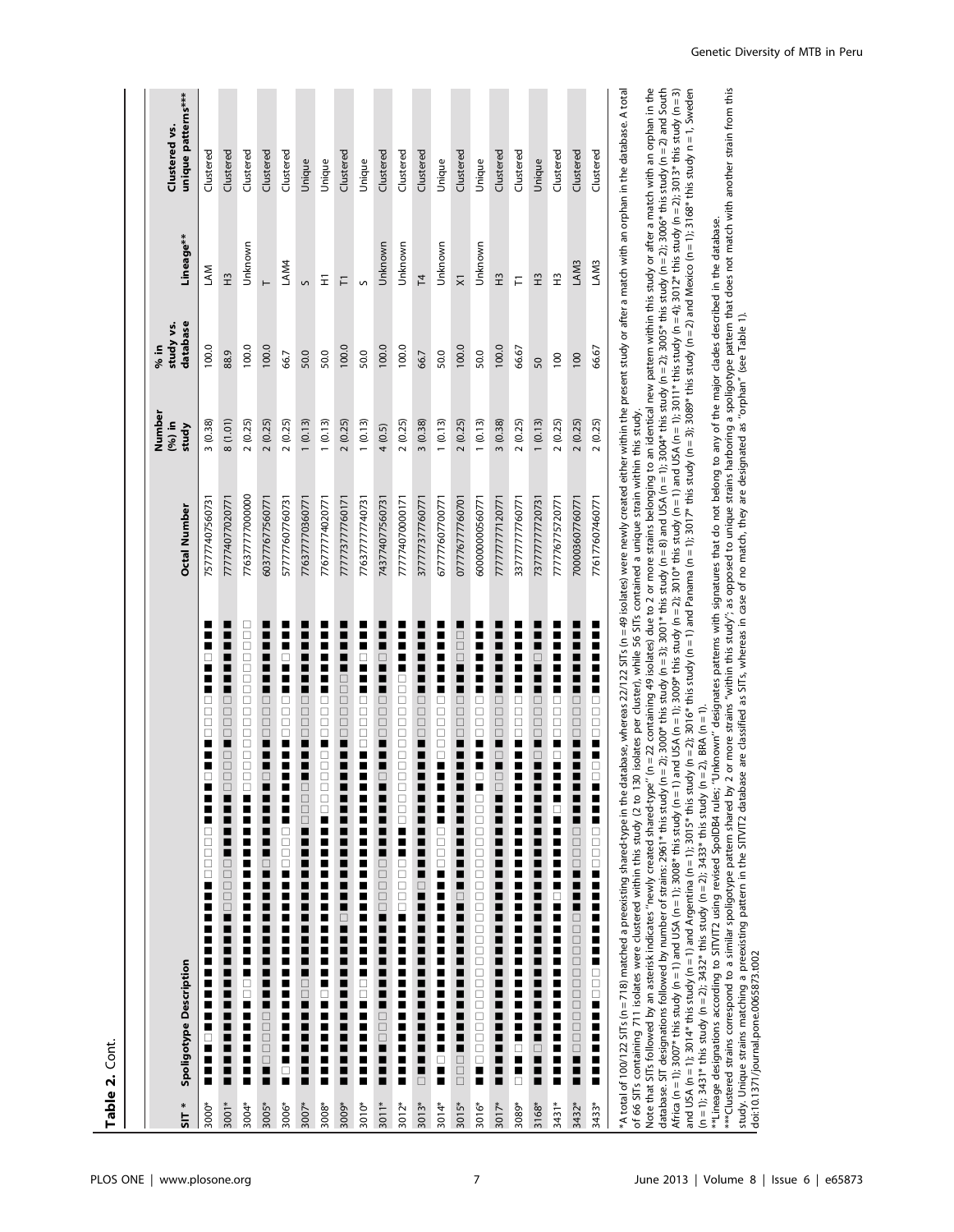**Table 2.** Cont.

| SIT * | Spoligotype Description | Octal Number | Number (%) in study | % in study vs. database | Lineage** | Clustered vs. unique patterns*** |
|---|---|---|---|---|---|---|
| 3000* | ■■■■□■■■■■■■■■■■■■■■□□□□□■■■■□■■■■□■■■ | 757777407560731 | 3 (0.38) | 100.0 | LAM | Clustered |
| 3001* | ■■■■■■■■■■■■■■■■■■■■■■□□□□■■■■■□□□□■■■■■■ | 777774077020771 | 8 (1.01) | 88.9 | H3 | Clustered |
| 3004* | ■■■■■■■■□□■■■■■■■■■■■■■■■■□□□□□□□□□□□□□□□ | 776377777000000 | 2 (0.25) | 100.0 | Unknown | Clustered |
| 3005* | ■■□□□□□■■■■■■■■■■■■■■■■■■□■■■■■■□□□□■■■■■■ | 603777677560771 | 2 (0.25) | 100.0 | T | Clustered |
| 3006* | ■□■■■■■■■■■■■■■■■■■■■■■■□□□□■■■■■■■■□■■■ | 577777607760731 | 2 (0.25) | 66.7 | LAM4 | Clustered |
| 3007* | ■■■■■■■■□□■■■■■■■■■■■■■■■■□□□□■■■■□□□□■■■■■■■ | 776377770360771 | 1 (0.13) | 50.0 | S | Unique |
| 3008* | ■■■■■■■■□■■■■■■■■■■■■■■■■■□□□□■□□□□□□■■■■■ | 776777777402771 | 1 (0.13) | 50.0 | H1 | Unique |
| 3009* | ■■■■■■■■■■■■■■■■■■■■■■□■■■■■■■■■■□□□□□■■■■■ | 777773777760171 | 2 (0.25) | 100.0 | T1 | Clustered |
| 3010* | ■■■■■■■■□■■■■■■■■■■■■■■■■■■■■■□□□□■■■□■■■ | 776377777740731 | 1 (0.13) | 50.0 | S | Unique |
| 3011* | ■■■■□□■■■■■■■■■■■■■■■■□□□□■■■■■■■■□■■■■ | 743774077560731 | 4 (0.5) | 100.0 | Unknown | Clustered |
| 3012* | ■■■■■■■■■■■■■■■■■■■■■■□□□□■■■□□□□□□□■■■■■■ | 777774070000171 | 2 (0.25) | 100.0 | Unknown | Clustered |
| 3013* | □■■■■■■■■■■■■■■■■■■□■■■■■■■■■■■■□□□□■■■■■■■ | 377777377760771 | 3 (0.38) | 66.7 | T4 | Clustered |
| 3014* | ■■□■■■■■■■■■■■■■■■■■■■■□□□□■■■■□□□□□■■■■■■ | 677777760770771 | 1 (0.13) | 50.0 | Unknown | Unique |
| 3015* | □□□■■■■■■■■■■■■■■■■■■■■□■■■■■■■■■■■■■□□□ | 077777677760701 | 2 (0.25) | 100.0 | X1 | Clustered |
| 3016* | ■■□□□□□□□□□□□□□□□□□□□□□□□□■■■□□□□□■■■■■■ | 600000000560771 | 1 (0.13) | 50.0 | Unknown | Unique |
| 3017* | ■■■■■■■■■■■■■■■■■■■■■■■■■■■□□■□■□□□□■■■■■■■ | 777777777120771 | 3 (0.38) | 100.0 | H3 | Clustered |
| 3089* | □■■□■■■■■■■■■■■■■■■■■■■■■■■■■■□□□□■■■■■■ | 337777777760771 | 2 (0.25) | 66.67 | T1 | Clustered |
| 3168* | ■■■□■■■■■■■■■■■■■■■■■■■■■■■■■■□□□□■■□■■■ | 737777777720731 | 1 (0.13) | 50 | H3 | Unique |
| 3431* | ■■■■■■■■■■■■■■■■■■■□■■■■■■□■■■■□□□□□■■■■■■ | 777776775720771 | 2 (0.25) | 100 | H3 | Clustered |
| 3432* | ■■■□□□□□□□□□□□□■■■■■■■■□□□□■■■■■■■■■■■■ | 700003607760771 | 2 (0.25) | 100 | LAM3 | Clustered |
| 3433* | ■■■■■■■■■■■■■■■■■■■■■■□□□□■■■■■□□□□■■■■■■ | 776177607460771 | 2 (0.25) | 66.67 | LAM3 | Clustered |

*A total of 100/122 SITs (n = 718) matched a preexisting shared-type in the database, whereas 22/122 SITs (n = 49 isolates) were newly created either within the present study or after a match with an orphan in the database. A total of 66 SITs containing 711 isolates were clustered within this study (2 to 130 isolates per cluster), while 56 SITs contained a unique strain within this study.
Note that SITs followed by an asterisk indicates "newly created shared-type" (n = 22 containing 49 isolates) due to 2 or more strains belonging to an identical new pattern within this study or after a match with an orphan in the database. SIT designations followed by number of strains: 2961* this study (n = 2); 3000* this study (n = 3); 3001* this study (n = 8) and USA (n = 1); 3004* this study (n = 2); 3005* this study (n = 2); 3006* this study (n = 2) and South Africa (n = 1); 3007* this study (n = 1) and USA (n = 1); 3008* this study (n = 1) and USA (n = 1); 3009* this study (n = 2); 3010* this study (n = 1) and USA (n = 1); 3011* this study (n = 4); 3012* this study (n = 2); 3013* this study (n = 3) and USA (n = 1); 3014* this study (n = 1) and Argentina (n = 1); 3015* this study (n = 2); 3016* this study (n = 1) and Panama (n = 1); 3017* this study (n = 3); 3089* this study (n = 2) and Mexico (n = 1); 3168* this study (n = 1), Sweden (n = 1); 3431* this study (n = 2); 3432* this study (n = 2); 3433* this study (n = 2), BRA (n = 1).
**Lineage designations according to SITVIT2 using revised SpolDB4 rules; "Unknown" designates patterns with signatures that do not belong to any of the major clades described in the database.
***Clustered strains correspond to a similar spoligotype pattern shared by 2 or more strains "within this study"; as opposed to unique strains harboring a spoligotype pattern that does not match with another strain from this study. Unique strains matching a preexisting pattern in the SITVIT2 database are classified as SITs, whereas in case of no match, they are designated as "orphan" (see Table 1).
doi:10.1371/journal.pone.0065873.t002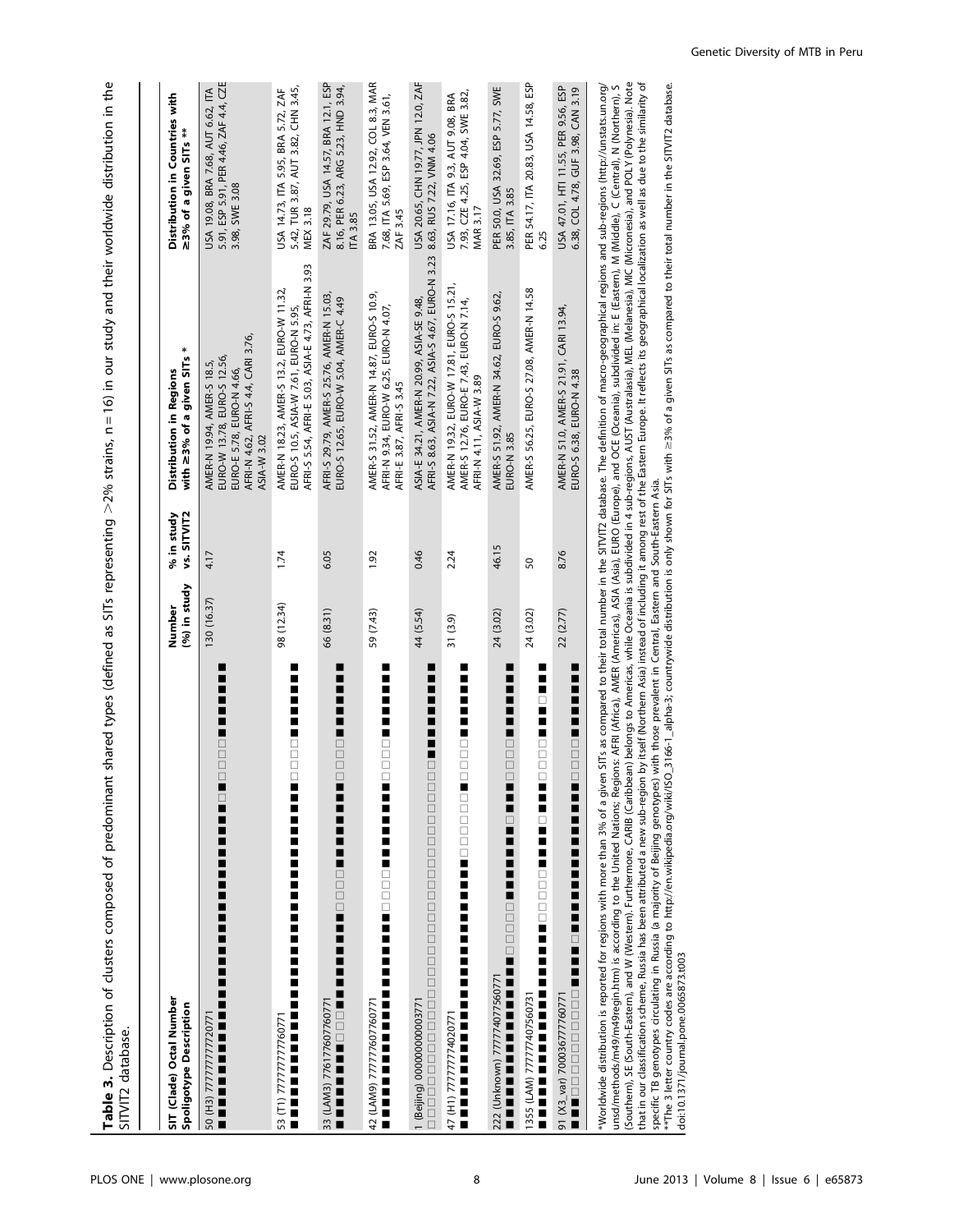**Table 3.** Description of clusters composed of predominant shared types (defined as SITs representing >2% strains, n = 16) in our study and their worldwide distribution in the SITVIT2 database.

| SIT (Clade) Octal Number Spoligotype Description | Number (%) in study | % in study vs. SITVIT2 | Distribution in Regions with ≥3% of a given SITs * | Distribution in Countries with ≥3% of a given SITs ** |
|---|---|---|---|---|
| 50 (H3) 777777777720771 ■■■■■■■■■■■■■■■■■■■■■■■■■■■■■■■■□■□□□□■■■■■■■ | 130 (16.37) | 4.17 | AMER-N 19.94, AMER-S 18.5, EURO-W 13.78, EURO-S 12.56, EURO-E 5.78, EURO-N 4.66, AFRI-N 4.62, AFRI-S 4.4, CARI 3.76, ASIA-W 3.02 | USA 19.08, BRA 7.68, AUT 6.62, ITA 5.91, ESP 5.91, PER 4.46, ZAF 4.4, CZE 3.98, SWE 3.08 |
| 53 (T1) 777777777760771 ■■■■■■■■■■■■■■■■■■■■■■■■■■■■■■■■■■□□□□■■■■■■■ | 98 (12.34) | 1.74 | AMER-N 18.23, AMER-S 13.2, EURO-W 11.32, EURO-S 10.5, ASIA-W 7.61, EURO-N 5.95, AFRI-S 5.54, AFRI-E 5.03, ASIA-E 4.73, AFRI-N 3.93 | USA 14.73, ITA 5.95, BRA 5.72, ZAF 5.42, TUR 3.87, AUT 3.82, CHN 3.45, MEX 3.18 |
| 33 (LAM3) 776177607760771 ■■■■■■■■□□□■■■■■■■■■■■□□□□■■■■■■■■□□□□■■■■■■■ | 66 (8.31) | 6.05 | AFRI-S 29.79, AMER-S 25.76, AMER-N 15.03, EURO-S 12.65, EURO-W 5.04, AMER-C 4.49 | ZAF 29.79, USA 14.57, BRA 12.1, ESP 8.16, PER 6.23, ARG 5.23, HND 3.94, ITA 3.85 |
| 42 (LAM9) 777777607760771 ■■■■■■■■■■■■■■■■■■■■■■□□□□■■■■■■■■□□□□■■■■■■■ | 59 (7.43) | 1.92 | AMER-S 31.52, AMER-N 14.87, EURO-S 10.9, AFRI-N 9.34, EURO-W 6.25, EURO-N 4.07, AFRI-E 3.87, AFRI-S 3.45 | BRA 13.05, USA 12.92, COL 8.3, MAR 7.68, ITA 5.69, ESP 3.64, VEN 3.61, ZAF 3.45 |
| 1 (Beijing) 000000000003771 □□□□□□□□□□□□□□□□□□□□□□□□□□□□□□□□□□■■■■■■■■■ | 44 (5.54) | 0.46 | ASIA-E 34.21, AMER-N 20.99, ASIA-SE 9.48, AFRI-S 8.63, ASIA-N 7.22, ASIA-S 4.67, EURO-N 3.23 | USA 20.65, CHN 19.77, JPN 12.0, ZAF 8.63, RUS 7.22, VNM 4.06 |
| 47 (H1) 777777774020771 ■■■■■■■■■■■■■■■■■■■■■■■■■□□□□□□■□□□□□■■■■■■■ | 31 (3.9) | 2.24 | AMER-N 19.32, EURO-W 17.81, EURO-S 15.21, AMER-S 12.76, EURO-E 7.43, EURO-N 7.14, AFRI-N 4.11, ASIA-W 3.89 | USA 17.16, ITA 9.3, AUT 9.08, BRA 7.93, CZE 4.25, ESP 4.04, SWE 3.82, MAR 3.17 |
| 222 (Unknown) 777774077560771 ■■■■■■■■■■■■■■■■■□□□□□■■■■■■■■□■■■□□□□■■■■■■■ | 24 (3.02) | 46.15 | AMER-S 51.92, AMER-N 34.62, EURO-S 9.62, EURO-N 3.85 | PER 50.0, USA 32.69, ESP 5.77, SWE 3.85, ITA 3.85 |
| 1355 (LAM) 777777407560731 ■■■■■■■■■■■■■■■■■■■■■■□□□□□■■■■□■■■□□□□■■■□■■ | 24 (3.02) | 50 | AMER-S 56.25, EURO-S 27.08, AMER-N 14.58 | PER 54.17, ITA 20.83, USA 14.58, ESP 6.25 |
| 91 (X3_var) 700036777760771 ■■■□□□□□□□□■■■■■■■■■■■■■■■■■■■□□□□■■■■■■■ | 22 (2.77) | 8.76 | AMER-N 51.0, AMER-S 21.91, CARI 13.94, EURO-S 6.38, EURO-N 4.38 | USA 47.01, HTI 11.55, PER 9.56, ESP 6.38, COL 4.78, GUF 3.98, CAN 3.19 |

*Worldwide distribution is reported for regions with more than 3% of a given SITs as compared to their total number in the SITVIT2 database. The definition of macro-geographical regions and sub-regions (http://unstats.un.org/unsd/methods/m49/m49regin.htm) is according to the United Nations; Regions: AFRI (Africa), AMER (Americas), ASIA (Asia), EURO (Europe), and OCE (Oceania), subdivided in: E (Eastern), M (Middle), C (Central), N (Northern), S (Southern), SE (South-Eastern), and W (Western). Furthermore, CARIB (Caribbean) belongs to Americas, while Oceania is subdivided in 4 sub-regions, AUST (Australasia), MEL (Melanesia), MIC (Micronesia), and POLY (Polynesia). Note that in our classification scheme, Russia has been attributed a new sub-region by itself (Northern Asia) instead of including it among rest of the Eastern Europe. It reflects its geographical localization as well as due to the similarity of specific TB genotypes circulating in Russia (a majority of Beijing genotypes) with those prevalent in Central, Eastern and South-Eastern Asia.

**The 3 letter country codes are according to http://en.wikipedia.org/wiki/ISO_3166-1_alpha-3; countrywide distribution is only shown for SITs with ≥3% of a given SITs as compared to their total number in the SITVIT2 database.

doi:10.1371/journal.pone.0065873.t003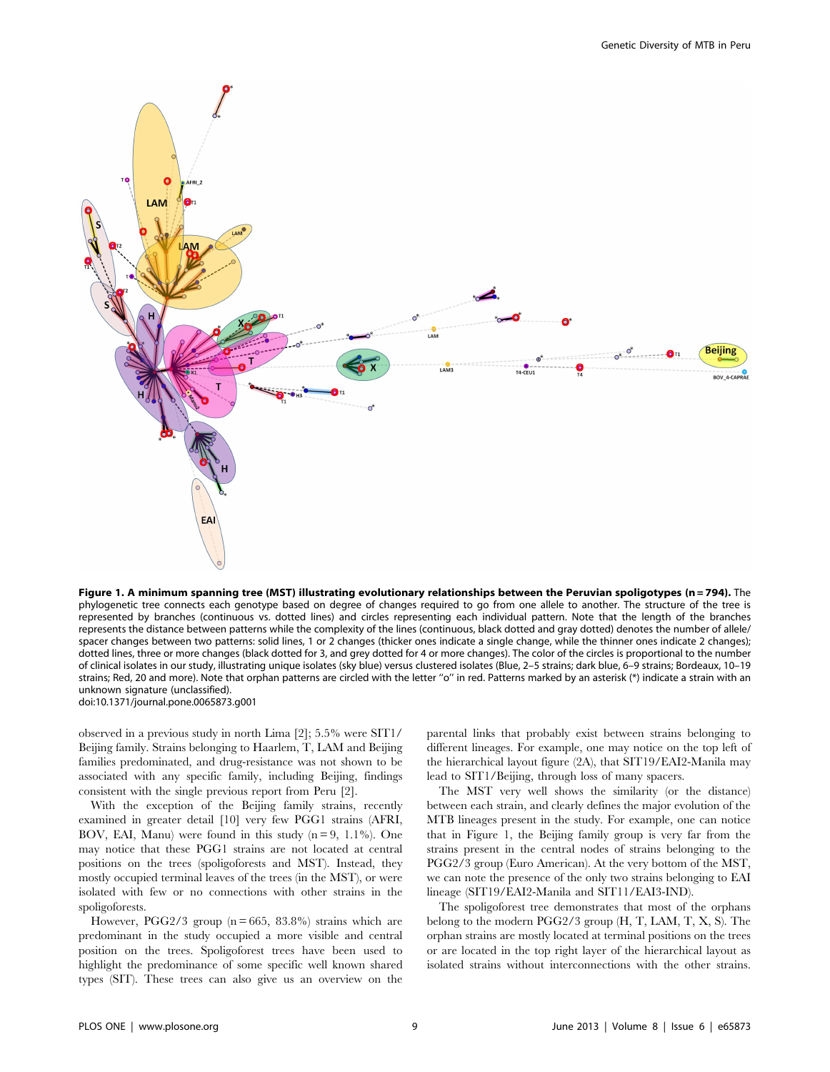**Figure 1. A minimum spanning tree (MST) illustrating evolutionary relationships between the Peruvian spoligotypes (n = 794).** The phylogenetic tree connects each genotype based on degree of changes required to go from one allele to another. The structure of the tree is represented by branches (continuous vs. dotted lines) and circles representing each individual pattern. Note that the length of the branches represents the distance between patterns while the complexity of the lines (continuous, black dotted and gray dotted) denotes the number of allele/spacer changes between two patterns: solid lines, 1 or 2 changes (thicker ones indicate a single change, while the thinner ones indicate 2 changes); dotted lines, three or more changes (black dotted for 3, and grey dotted for 4 or more changes). The color of the circles is proportional to the number of clinical isolates in our study, illustrating unique isolates (sky blue) versus clustered isolates (Blue, 2–5 strains; dark blue, 6–9 strains; Bordeaux, 10–19 strains; Red, 20 and more). Note that orphan patterns are circled with the letter ''o'' in red. Patterns marked by an asterisk (*) indicate a strain with an unknown signature (unclassified).
doi:10.1371/journal.pone.0065873.g001

observed in a previous study in north Lima [2]; 5.5% were SIT1/Beijing family. Strains belonging to Haarlem, T, LAM and Beijing families predominated, and drug-resistance was not shown to be associated with any specific family, including Beijing, findings consistent with the single previous report from Peru [2].

With the exception of the Beijing family strains, recently examined in greater detail [10] very few PGG1 strains (AFRI, BOV, EAI, Manu) were found in this study (n = 9, 1.1%). One may notice that these PGG1 strains are not located at central positions on the trees (spoligoforests and MST). Instead, they mostly occupied terminal leaves of the trees (in the MST), or were isolated with few or no connections with other strains in the spoligoforests.

However, PGG2/3 group (n = 665, 83.8%) strains which are predominant in the study occupied a more visible and central position on the trees. Spoligoforest trees have been used to highlight the predominance of some specific well known shared types (SIT). These trees can also give us an overview on the parental links that probably exist between strains belonging to different lineages. For example, one may notice on the top left of the hierarchical layout figure (2A), that SIT19/EAI2-Manila may lead to SIT1/Beijing, through loss of many spacers.

The MST very well shows the similarity (or the distance) between each strain, and clearly defines the major evolution of the MTB lineages present in the study. For example, one can notice that in Figure 1, the Beijing family group is very far from the strains present in the central nodes of strains belonging to the PGG2/3 group (Euro American). At the very bottom of the MST, we can note the presence of the only two strains belonging to EAI lineage (SIT19/EAI2-Manila and SIT11/EAI3-IND).

The spoligoforest tree demonstrates that most of the orphans belong to the modern PGG2/3 group (H, T, LAM, T, X, S). The orphan strains are mostly located at terminal positions on the trees or are located in the top right layer of the hierarchical layout as isolated strains without interconnections with the other strains.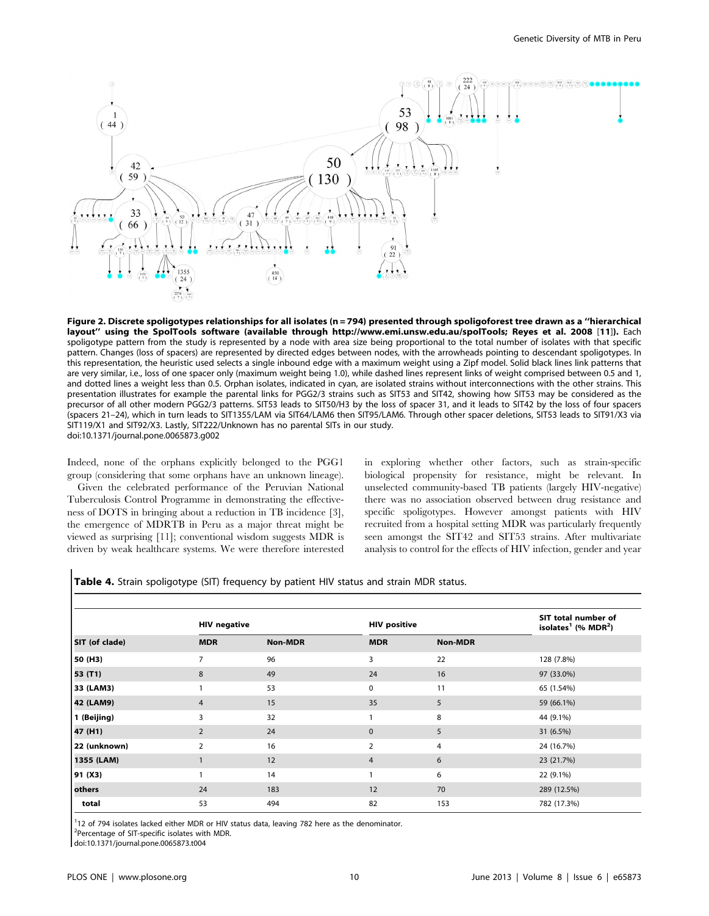**Figure 2. Discrete spoligotypes relationships for all isolates (n = 794) presented through spoligoforest tree drawn as a ''hierarchical layout'' using the SpolTools software (available through http://www.emi.unsw.edu.au/spolTools; Reyes et al. 2008 [11]).** Each spoligotype pattern from the study is represented by a node with area size being proportional to the total number of isolates with that specific pattern. Changes (loss of spacers) are represented by directed edges between nodes, with the arrowheads pointing to descendant spoligotypes. In this representation, the heuristic used selects a single inbound edge with a maximum weight using a Zipf model. Solid black lines link patterns that are very similar, i.e., loss of one spacer only (maximum weight being 1.0), while dashed lines represent links of weight comprised between 0.5 and 1, and dotted lines a weight less than 0.5. Orphan isolates, indicated in cyan, are isolated strains without interconnections with the other strains. This presentation illustrates for example the parental links for PGG2/3 strains such as SIT53 and SIT42, showing how SIT53 may be considered as the precursor of all other modern PGG2/3 patterns. SIT53 leads to SIT50/H3 by the loss of spacer 31, and it leads to SIT42 by the loss of four spacers (spacers 21–24), which in turn leads to SIT1355/LAM via SIT64/LAM6 then SIT95/LAM6. Through other spacer deletions, SIT53 leads to SIT91/X3 via SIT119/X1 and SIT92/X3. Lastly, SIT222/Unknown has no parental SITs in our study.
doi:10.1371/journal.pone.0065873.g002

Indeed, none of the orphans explicitly belonged to the PGG1 group (considering that some orphans have an unknown lineage).

Given the celebrated performance of the Peruvian National Tuberculosis Control Programme in demonstrating the effectiveness of DOTS in bringing about a reduction in TB incidence [3], the emergence of MDRTB in Peru as a major threat might be viewed as surprising [11]; conventional wisdom suggests MDR is driven by weak healthcare systems. We were therefore interested in exploring whether other factors, such as strain-specific biological propensity for resistance, might be relevant. In unselected community-based TB patients (largely HIV-negative) there was no association observed between drug resistance and specific spoligotypes. However amongst patients with HIV recruited from a hospital setting MDR was particularly frequently seen amongst the SIT42 and SIT53 strains. After multivariate analysis to control for the effects of HIV infection, gender and year

**Table 4.** Strain spoligotype (SIT) frequency by patient HIV status and strain MDR status.

| | HIV negative | | HIV positive | | SIT total number of isolates[1] (% MDR[2]) |
|---|---|---|---|---|---|
| **SIT (of clade)** | **MDR** | **Non-MDR** | **MDR** | **Non-MDR** | |
| **50 (H3)** | 7 | 96 | 3 | 22 | 128 (7.8%) |
| **53 (T1)** | 8 | 49 | 24 | 16 | 97 (33.0%) |
| **33 (LAM3)** | 1 | 53 | 0 | 11 | 65 (1.54%) |
| **42 (LAM9)** | 4 | 15 | 35 | 5 | 59 (66.1%) |
| **1 (Beijing)** | 3 | 32 | 1 | 8 | 44 (9.1%) |
| **47 (H1)** | 2 | 24 | 0 | 5 | 31 (6.5%) |
| **22 (unknown)** | 2 | 16 | 2 | 4 | 24 (16.7%) |
| **1355 (LAM)** | 1 | 12 | 4 | 6 | 23 (21.7%) |
| **91 (X3)** | 1 | 14 | 1 | 6 | 22 (9.1%) |
| **others** | 24 | 183 | 12 | 70 | 289 (12.5%) |
| **total** | 53 | 494 | 82 | 153 | 782 (17.3%) |

[1]12 of 794 isolates lacked either MDR or HIV status data, leaving 782 here as the denominator.
[2]Percentage of SIT-specific isolates with MDR.
doi:10.1371/journal.pone.0065873.t004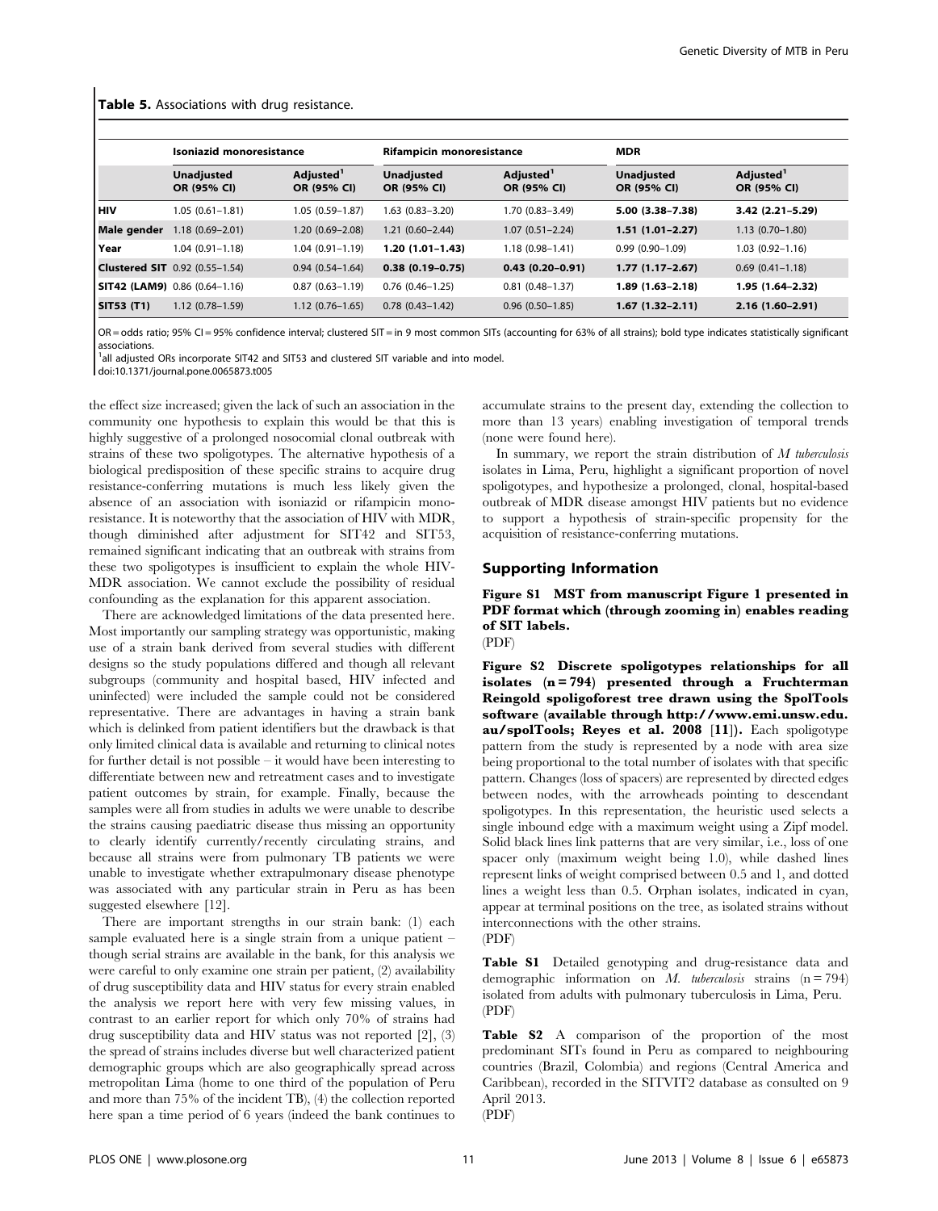**Table 5.** Associations with drug resistance.

| | Isoniazid monoresistance | | Rifampicin monoresistance | | MDR | |
|---|---|---|---|---|---|---|
| | Unadjusted OR (95% CI) | Adjusted[1] OR (95% CI) | Unadjusted OR (95% CI) | Adjusted[1] OR (95% CI) | Unadjusted OR (95% CI) | Adjusted[1] OR (95% CI) |
| **HIV** | 1.05 (0.61–1.81) | 1.05 (0.59–1.87) | 1.63 (0.83–3.20) | 1.70 (0.83–3.49) | **5.00 (3.38–7.38)** | **3.42 (2.21–5.29)** |
| **Male gender** | 1.18 (0.69–2.01) | 1.20 (0.69–2.08) | 1.21 (0.60–2.44) | 1.07 (0.51–2.24) | **1.51 (1.01–2.27)** | 1.13 (0.70–1.80) |
| **Year** | 1.04 (0.91–1.18) | 1.04 (0.91–1.19) | **1.20 (1.01–1.43)** | 1.18 (0.98–1.41) | 0.99 (0.90–1.09) | 1.03 (0.92–1.16) |
| **Clustered SIT** | 0.92 (0.55–1.54) | 0.94 (0.54–1.64) | **0.38 (0.19–0.75)** | **0.43 (0.20–0.91)** | **1.77 (1.17–2.67)** | 0.69 (0.41–1.18) |
| **SIT42 (LAM9)** | 0.86 (0.64–1.16) | 0.87 (0.63–1.19) | 0.76 (0.46–1.25) | 0.81 (0.48–1.37) | **1.89 (1.63–2.18)** | **1.95 (1.64–2.32)** |
| **SIT53 (T1)** | 1.12 (0.78–1.59) | 1.12 (0.76–1.65) | 0.78 (0.43–1.42) | 0.96 (0.50–1.85) | **1.67 (1.32–2.11)** | **2.16 (1.60–2.91)** |

OR = odds ratio; 95% CI = 95% confidence interval; clustered SIT = in 9 most common SITs (accounting for 63% of all strains); bold type indicates statistically significant associations.
[1]all adjusted ORs incorporate SIT42 and SIT53 and clustered SIT variable and into model.
doi:10.1371/journal.pone.0065873.t005

the effect size increased; given the lack of such an association in the community one hypothesis to explain this would be that this is highly suggestive of a prolonged nosocomial clonal outbreak with strains of these two spoligotypes. The alternative hypothesis of a biological predisposition of these specific strains to acquire drug resistance-conferring mutations is much less likely given the absence of an association with isoniazid or rifampicin monoresistance. It is noteworthy that the association of HIV with MDR, though diminished after adjustment for SIT42 and SIT53, remained significant indicating that an outbreak with strains from these two spoligotypes is insufficient to explain the whole HIV-MDR association. We cannot exclude the possibility of residual confounding as the explanation for this apparent association.

There are acknowledged limitations of the data presented here. Most importantly our sampling strategy was opportunistic, making use of a strain bank derived from several studies with different designs so the study populations differed and though all relevant subgroups (community and hospital based, HIV infected and uninfected) were included the sample could not be considered representative. There are advantages in having a strain bank which is delinked from patient identifiers but the drawback is that only limited clinical data is available and returning to clinical notes for further detail is not possible – it would have been interesting to differentiate between new and retreatment cases and to investigate patient outcomes by strain, for example. Finally, because the samples were all from studies in adults we were unable to describe the strains causing paediatric disease thus missing an opportunity to clearly identify currently/recently circulating strains, and because all strains were from pulmonary TB patients we were unable to investigate whether extrapulmonary disease phenotype was associated with any particular strain in Peru as has been suggested elsewhere [12].

There are important strengths in our strain bank: (1) each sample evaluated here is a single strain from a unique patient – though serial strains are available in the bank, for this analysis we were careful to only examine one strain per patient, (2) availability of drug susceptibility data and HIV status for every strain enabled the analysis we report here with very few missing values, in contrast to an earlier report for which only 70% of strains had drug susceptibility data and HIV status was not reported [2], (3) the spread of strains includes diverse but well characterized patient demographic groups which are also geographically spread across metropolitan Lima (home to one third of the population of Peru and more than 75% of the incident TB), (4) the collection reported here span a time period of 6 years (indeed the bank continues to accumulate strains to the present day, extending the collection to more than 13 years) enabling investigation of temporal trends (none were found here).

In summary, we report the strain distribution of *M tuberculosis* isolates in Lima, Peru, highlight a significant proportion of novel spoligotypes, and hypothesize a prolonged, clonal, hospital-based outbreak of MDR disease amongst HIV patients but no evidence to support a hypothesis of strain-specific propensity for the acquisition of resistance-conferring mutations.

## Supporting Information

**Figure S1 MST from manuscript Figure 1 presented in PDF format which (through zooming in) enables reading of SIT labels.**
(PDF)

**Figure S2 Discrete spoligotypes relationships for all isolates (n = 794) presented through a Fruchterman Reingold spoligoforest tree drawn using the SpolTools software (available through http://www.emi.unsw.edu.au/spolTools; Reyes et al. 2008 [11]).** Each spoligotype pattern from the study is represented by a node with area size being proportional to the total number of isolates with that specific pattern. Changes (loss of spacers) are represented by directed edges between nodes, with the arrowheads pointing to descendant spoligotypes. In this representation, the heuristic used selects a single inbound edge with a maximum weight using a Zipf model. Solid black lines link patterns that are very similar, i.e., loss of one spacer only (maximum weight being 1.0), while dashed lines represent links of weight comprised between 0.5 and 1, and dotted lines a weight less than 0.5. Orphan isolates, indicated in cyan, appear at terminal positions on the tree, as isolated strains without interconnections with the other strains.
(PDF)

**Table S1** Detailed genotyping and drug-resistance data and demographic information on *M. tuberculosis* strains (n = 794) isolated from adults with pulmonary tuberculosis in Lima, Peru.
(PDF)

**Table S2** A comparison of the proportion of the most predominant SITs found in Peru as compared to neighbouring countries (Brazil, Colombia) and regions (Central America and Caribbean), recorded in the SITVIT2 database as consulted on 9 April 2013.
(PDF)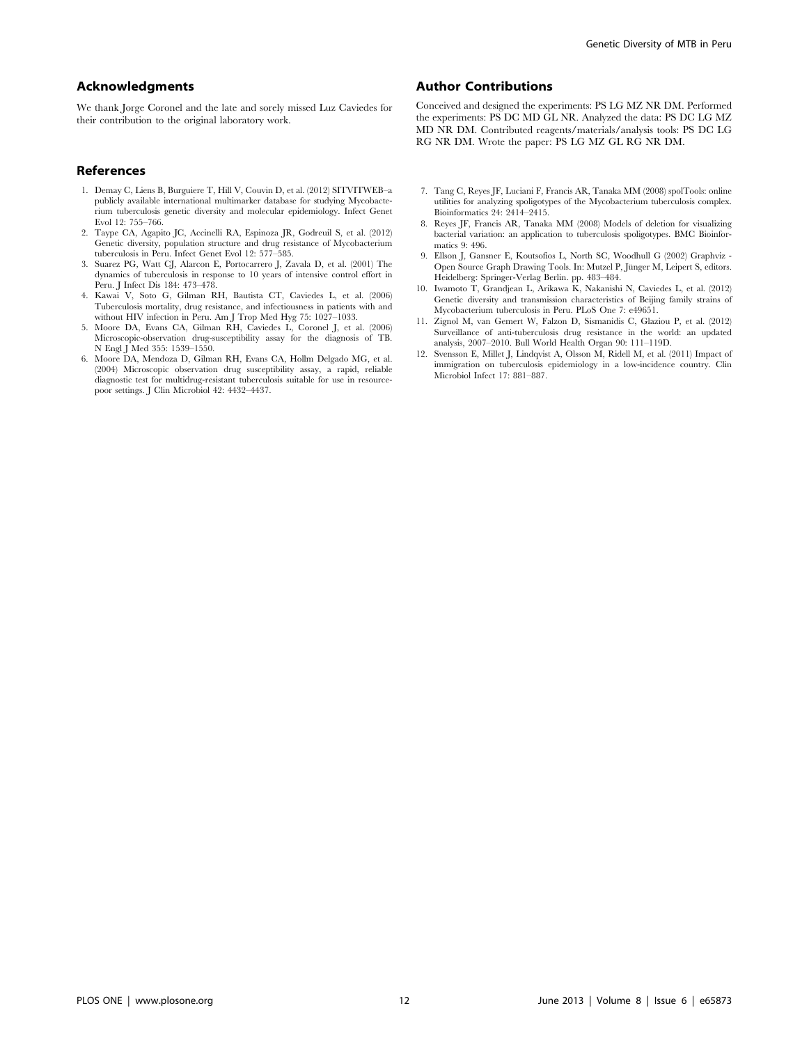## Acknowledgments

We thank Jorge Coronel and the late and sorely missed Luz Caviedes for their contribution to the original laboratory work.

## Author Contributions

Conceived and designed the experiments: PS LG MZ NR DM. Performed the experiments: PS DC MD GL NR. Analyzed the data: PS DC LG MZ MD NR DM. Contributed reagents/materials/analysis tools: PS DC LG RG NR DM. Wrote the paper: PS LG MZ GL RG NR DM.

## References

1. Demay C, Liens B, Burguiere T, Hill V, Couvin D, et al. (2012) SITVITWEB–a publicly available international multimarker database for studying Mycobacterium tuberculosis genetic diversity and molecular epidemiology. Infect Genet Evol 12: 755–766.
2. Taype CA, Agapito JC, Accinelli RA, Espinoza JR, Godreuil S, et al. (2012) Genetic diversity, population structure and drug resistance of Mycobacterium tuberculosis in Peru. Infect Genet Evol 12: 577–585.
3. Suarez PG, Watt CJ, Alarcon E, Portocarrero J, Zavala D, et al. (2001) The dynamics of tuberculosis in response to 10 years of intensive control effort in Peru. J Infect Dis 184: 473–478.
4. Kawai V, Soto G, Gilman RH, Bautista CT, Caviedes L, et al. (2006) Tuberculosis mortality, drug resistance, and infectiousness in patients with and without HIV infection in Peru. Am J Trop Med Hyg 75: 1027–1033.
5. Moore DA, Evans CA, Gilman RH, Caviedes L, Coronel J, et al. (2006) Microscopic-observation drug-susceptibility assay for the diagnosis of TB. N Engl J Med 355: 1539–1550.
6. Moore DA, Mendoza D, Gilman RH, Evans CA, Hollm Delgado MG, et al. (2004) Microscopic observation drug susceptibility assay, a rapid, reliable diagnostic test for multidrug-resistant tuberculosis suitable for use in resource-poor settings. J Clin Microbiol 42: 4432–4437.
7. Tang C, Reyes JF, Luciani F, Francis AR, Tanaka MM (2008) spolTools: online utilities for analyzing spoligotypes of the Mycobacterium tuberculosis complex. Bioinformatics 24: 2414–2415.
8. Reyes JF, Francis AR, Tanaka MM (2008) Models of deletion for visualizing bacterial variation: an application to tuberculosis spoligotypes. BMC Bioinformatics 9: 496.
9. Ellson J, Gansner E, Koutsofios L, North SC, Woodhull G (2002) Graphviz - Open Source Graph Drawing Tools. In: Mutzel P, Jünger M, Leipert S, editors. Heidelberg: Springer-Verlag Berlin. pp. 483–484.
10. Iwamoto T, Grandjean L, Arikawa K, Nakanishi N, Caviedes L, et al. (2012) Genetic diversity and transmission characteristics of Beijing family strains of Mycobacterium tuberculosis in Peru. PLoS One 7: e49651.
11. Zignol M, van Gemert W, Falzon D, Sismanidis C, Glaziou P, et al. (2012) Surveillance of anti-tuberculosis drug resistance in the world: an updated analysis, 2007–2010. Bull World Health Organ 90: 111–119D.
12. Svensson E, Millet J, Lindqvist A, Olsson M, Ridell M, et al. (2011) Impact of immigration on tuberculosis epidemiology in a low-incidence country. Clin Microbiol Infect 17: 881–887.